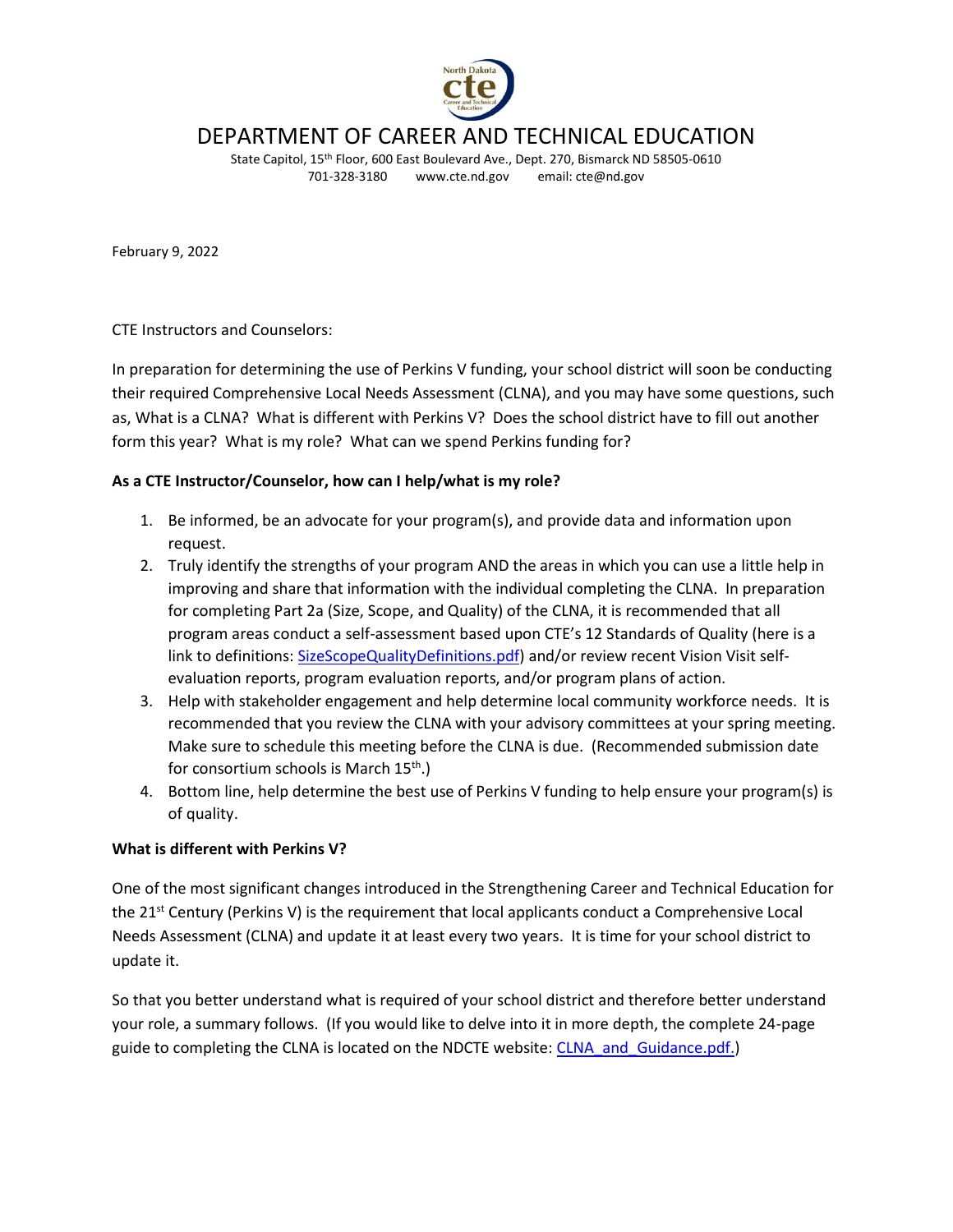# DEPARTMENT OF CAREER AND TECHNICAL EDUCATION

State Capitol, 15th Floor, 600 East Boulevard Ave., Dept. 270, Bismarck ND 58505-0610
701-328-3180 www.cte.nd.gov email: cte@nd.gov

February 9, 2022

CTE Instructors and Counselors:

In preparation for determining the use of Perkins V funding, your school district will soon be conducting their required Comprehensive Local Needs Assessment (CLNA), and you may have some questions, such as, What is a CLNA? What is different with Perkins V? Does the school district have to fill out another form this year? What is my role? What can we spend Perkins funding for?

**As a CTE Instructor/Counselor, how can I help/what is my role?**

1. Be informed, be an advocate for your program(s), and provide data and information upon request.
2. Truly identify the strengths of your program AND the areas in which you can use a little help in improving and share that information with the individual completing the CLNA. In preparation for completing Part 2a (Size, Scope, and Quality) of the CLNA, it is recommended that all program areas conduct a self-assessment based upon CTE's 12 Standards of Quality (here is a link to definitions: SizeScopeQualityDefinitions.pdf) and/or review recent Vision Visit self-evaluation reports, program evaluation reports, and/or program plans of action.
3. Help with stakeholder engagement and help determine local community workforce needs. It is recommended that you review the CLNA with your advisory committees at your spring meeting. Make sure to schedule this meeting before the CLNA is due. (Recommended submission date for consortium schools is March 15th.)
4. Bottom line, help determine the best use of Perkins V funding to help ensure your program(s) is of quality.

**What is different with Perkins V?**

One of the most significant changes introduced in the Strengthening Career and Technical Education for the 21st Century (Perkins V) is the requirement that local applicants conduct a Comprehensive Local Needs Assessment (CLNA) and update it at least every two years. It is time for your school district to update it.

So that you better understand what is required of your school district and therefore better understand your role, a summary follows. (If you would like to delve into it in more depth, the complete 24-page guide to completing the CLNA is located on the NDCTE website: CLNA_and_Guidance.pdf.)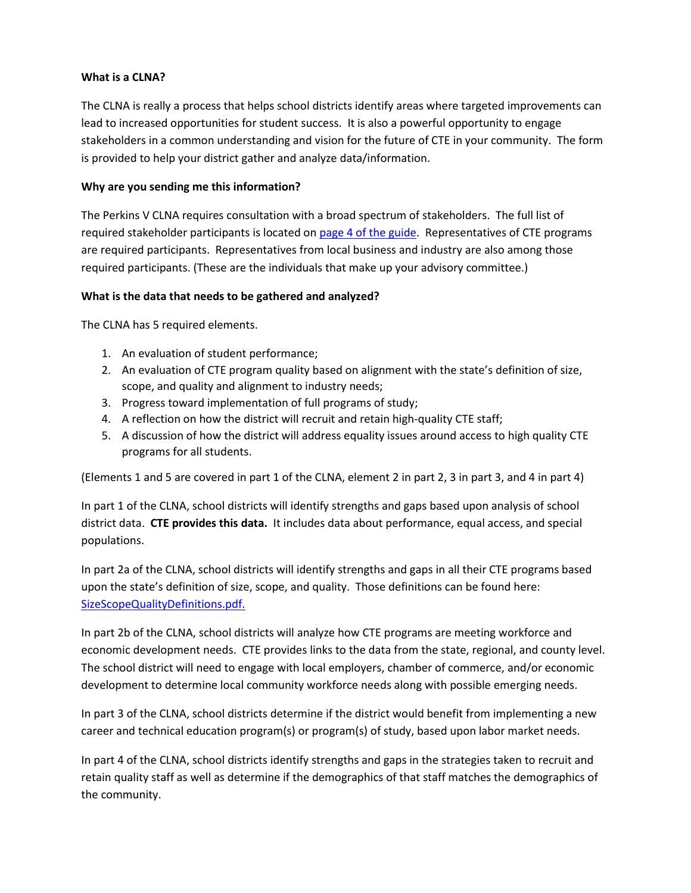**What is a CLNA?**

The CLNA is really a process that helps school districts identify areas where targeted improvements can lead to increased opportunities for student success. It is also a powerful opportunity to engage stakeholders in a common understanding and vision for the future of CTE in your community. The form is provided to help your district gather and analyze data/information.

**Why are you sending me this information?**

The Perkins V CLNA requires consultation with a broad spectrum of stakeholders. The full list of required stakeholder participants is located on page 4 of the guide. Representatives of CTE programs are required participants. Representatives from local business and industry are also among those required participants. (These are the individuals that make up your advisory committee.)

**What is the data that needs to be gathered and analyzed?**

The CLNA has 5 required elements.

1. An evaluation of student performance;
2. An evaluation of CTE program quality based on alignment with the state's definition of size, scope, and quality and alignment to industry needs;
3. Progress toward implementation of full programs of study;
4. A reflection on how the district will recruit and retain high-quality CTE staff;
5. A discussion of how the district will address equality issues around access to high quality CTE programs for all students.

(Elements 1 and 5 are covered in part 1 of the CLNA, element 2 in part 2, 3 in part 3, and 4 in part 4)

In part 1 of the CLNA, school districts will identify strengths and gaps based upon analysis of school district data. **CTE provides this data.** It includes data about performance, equal access, and special populations.

In part 2a of the CLNA, school districts will identify strengths and gaps in all their CTE programs based upon the state's definition of size, scope, and quality. Those definitions can be found here: SizeScopeQualityDefinitions.pdf.

In part 2b of the CLNA, school districts will analyze how CTE programs are meeting workforce and economic development needs. CTE provides links to the data from the state, regional, and county level. The school district will need to engage with local employers, chamber of commerce, and/or economic development to determine local community workforce needs along with possible emerging needs.

In part 3 of the CLNA, school districts determine if the district would benefit from implementing a new career and technical education program(s) or program(s) of study, based upon labor market needs.

In part 4 of the CLNA, school districts identify strengths and gaps in the strategies taken to recruit and retain quality staff as well as determine if the demographics of that staff matches the demographics of the community.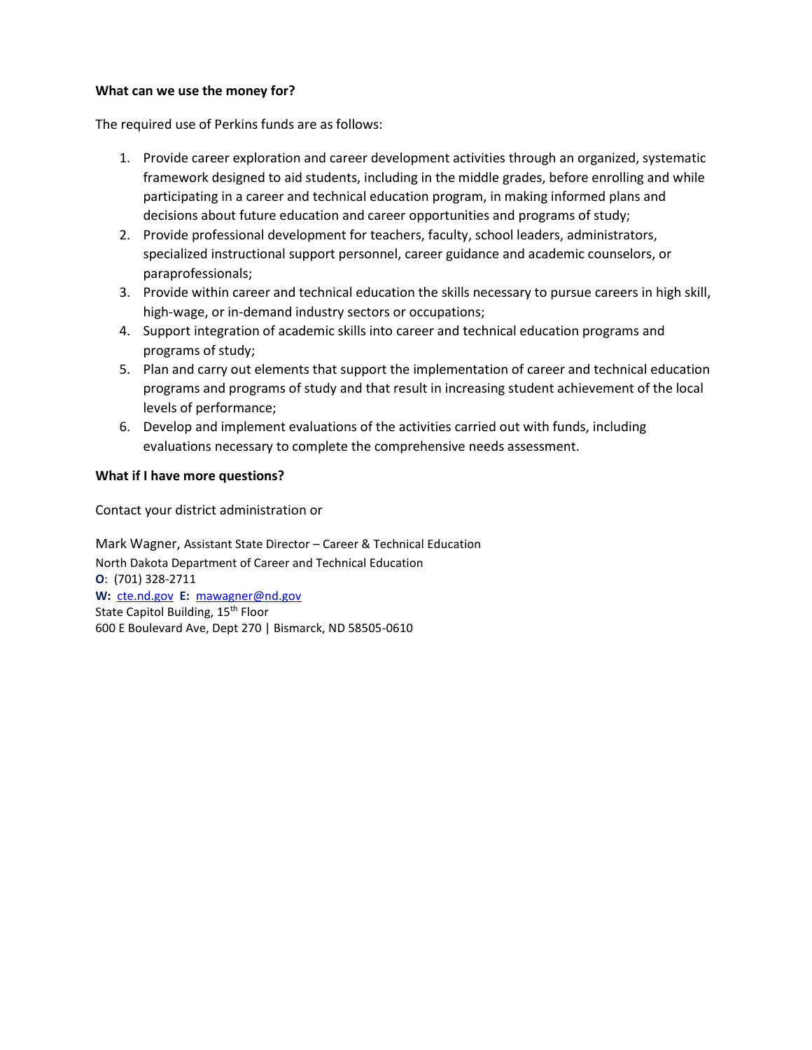**What can we use the money for?**

The required use of Perkins funds are as follows:

1. Provide career exploration and career development activities through an organized, systematic framework designed to aid students, including in the middle grades, before enrolling and while participating in a career and technical education program, in making informed plans and decisions about future education and career opportunities and programs of study;
2. Provide professional development for teachers, faculty, school leaders, administrators, specialized instructional support personnel, career guidance and academic counselors, or paraprofessionals;
3. Provide within career and technical education the skills necessary to pursue careers in high skill, high-wage, or in-demand industry sectors or occupations;
4. Support integration of academic skills into career and technical education programs and programs of study;
5. Plan and carry out elements that support the implementation of career and technical education programs and programs of study and that result in increasing student achievement of the local levels of performance;
6. Develop and implement evaluations of the activities carried out with funds, including evaluations necessary to complete the comprehensive needs assessment.

**What if I have more questions?**

Contact your district administration or

Mark Wagner, Assistant State Director – Career & Technical Education
North Dakota Department of Career and Technical Education
**O**: (701) 328-2711
**W:** cte.nd.gov **E:** mawagner@nd.gov
State Capitol Building, 15th Floor
600 E Boulevard Ave, Dept 270 | Bismarck, ND 58505-0610